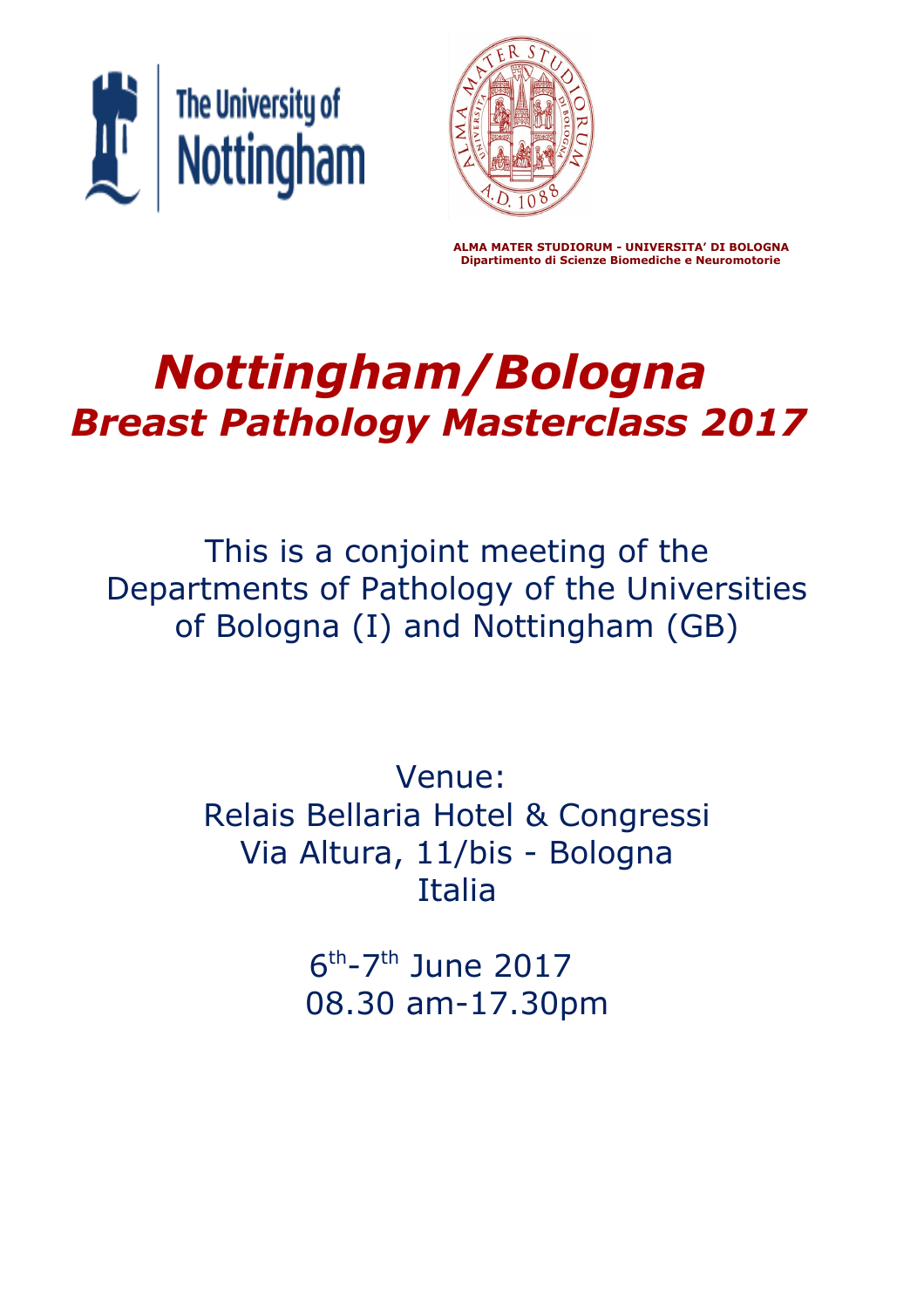The University of Nottingham

ALMA MATER STUDIORUM - UNIVERSITA' DI BOLOGNA
Dipartimento di Scienze Biomediche e Neuromotorie

# *Nottingham/Bologna*
## *Breast Pathology Masterclass 2017*

This is a conjoint meeting of the Departments of Pathology of the Universities of Bologna (I) and Nottingham (GB)

Venue:
Relais Bellaria Hotel & Congressi
Via Altura, 11/bis - Bologna
Italia

6th-7th June 2017
08.30 am-17.30pm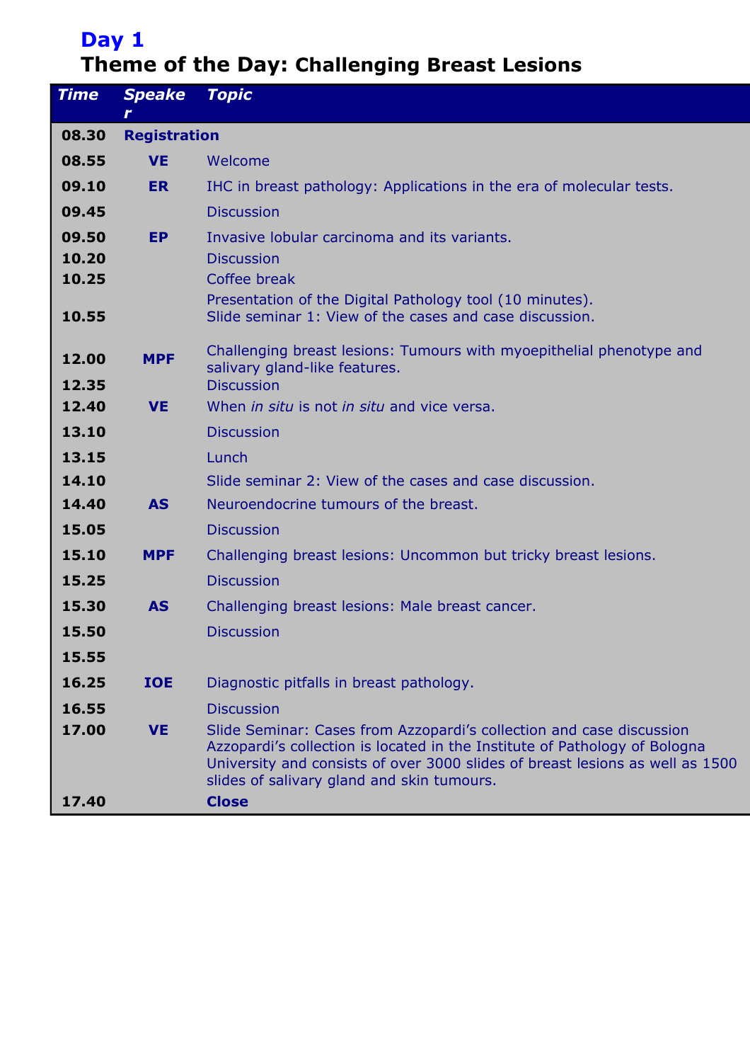## Day 1

## Theme of the Day: Challenging Breast Lesions

| Time | Speaker | Topic |
|---|---|---|
| 08.30 | **Registration** | |
| 08.55 | VE | Welcome |
| 09.10 | ER | IHC in breast pathology: Applications in the era of molecular tests. |
| 09.45 | | Discussion |
| 09.50 | EP | Invasive lobular carcinoma and its variants. |
| 10.20 | | Discussion |
| 10.25 | | Coffee break |
| 10.55 | | Presentation of the Digital Pathology tool (10 minutes). Slide seminar 1: View of the cases and case discussion. |
| 12.00 | MPF | Challenging breast lesions: Tumours with myoepithelial phenotype and salivary gland-like features. |
| 12.35 | | Discussion |
| 12.40 | VE | When *in situ* is not *in situ* and vice versa. |
| 13.10 | | Discussion |
| 13.15 | | Lunch |
| 14.10 | | Slide seminar 2: View of the cases and case discussion. |
| 14.40 | AS | Neuroendocrine tumours of the breast. |
| 15.05 | | Discussion |
| 15.10 | MPF | Challenging breast lesions: Uncommon but tricky breast lesions. |
| 15.25 | | Discussion |
| 15.30 | AS | Challenging breast lesions: Male breast cancer. |
| 15.50 | | Discussion |
| 15.55 | | |
| 16.25 | IOE | Diagnostic pitfalls in breast pathology. |
| 16.55 | | Discussion |
| 17.00 | VE | Slide Seminar: Cases from Azzopardi's collection and case discussion Azzopardi's collection is located in the Institute of Pathology of Bologna University and consists of over 3000 slides of breast lesions as well as 1500 slides of salivary gland and skin tumours. |
| 17.40 | | **Close** |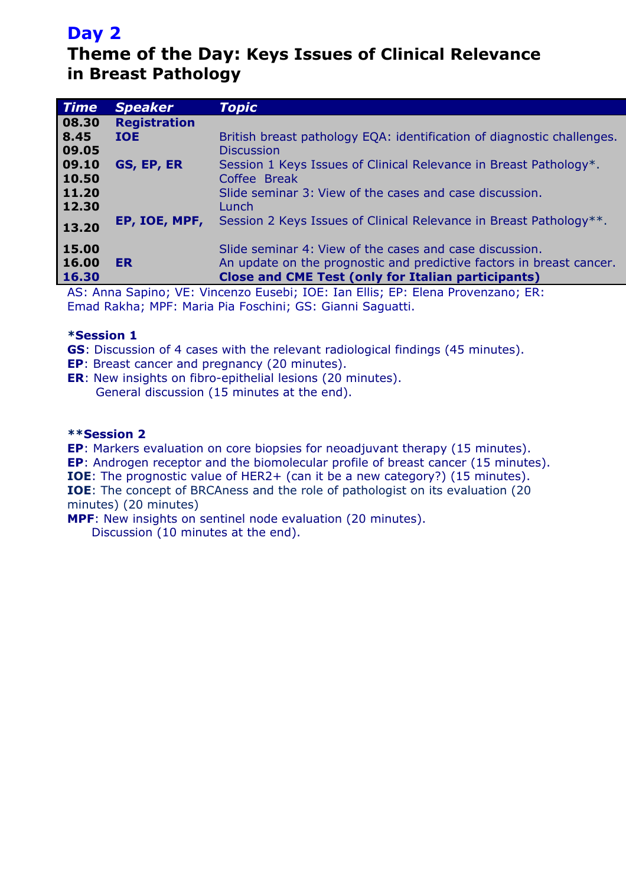# Day 2

## Theme of the Day: Keys Issues of Clinical Relevance in Breast Pathology

| Time | Speaker | Topic |
|---|---|---|
| 08.30 | **Registration** | |
| 8.45 | **IOE** | British breast pathology EQA: identification of diagnostic challenges. |
| 09.05 | | Discussion |
| 09.10 | **GS, EP, ER** | Session 1 Keys Issues of Clinical Relevance in Breast Pathology*. |
| 10.50 | | Coffee Break |
| 11.20 | | Slide seminar 3: View of the cases and case discussion. |
| 12.30 | | Lunch |
| 13.20 | **EP, IOE, MPF,** | Session 2 Keys Issues of Clinical Relevance in Breast Pathology**. |
| 15.00 | | Slide seminar 4: View of the cases and case discussion. |
| 16.00 | **ER** | An update on the prognostic and predictive factors in breast cancer. |
| **16.30** | | **Close and CME Test (only for Italian participants)** |

AS: Anna Sapino; VE: Vincenzo Eusebi; IOE: Ian Ellis; EP: Elena Provenzano; ER: Emad Rakha; MPF: Maria Pia Foschini; GS: Gianni Saguatti.

**\*Session 1**

**GS**: Discussion of 4 cases with the relevant radiological findings (45 minutes).
**EP**: Breast cancer and pregnancy (20 minutes).
**ER**: New insights on fibro-epithelial lesions (20 minutes).
General discussion (15 minutes at the end).

**\*\*Session 2**

**EP**: Markers evaluation on core biopsies for neoadjuvant therapy (15 minutes).
**EP**: Androgen receptor and the biomolecular profile of breast cancer (15 minutes).
**IOE**: The prognostic value of HER2+ (can it be a new category?) (15 minutes).
**IOE**: The concept of BRCAness and the role of pathologist on its evaluation (20 minutes) (20 minutes)
**MPF**: New insights on sentinel node evaluation (20 minutes).
Discussion (10 minutes at the end).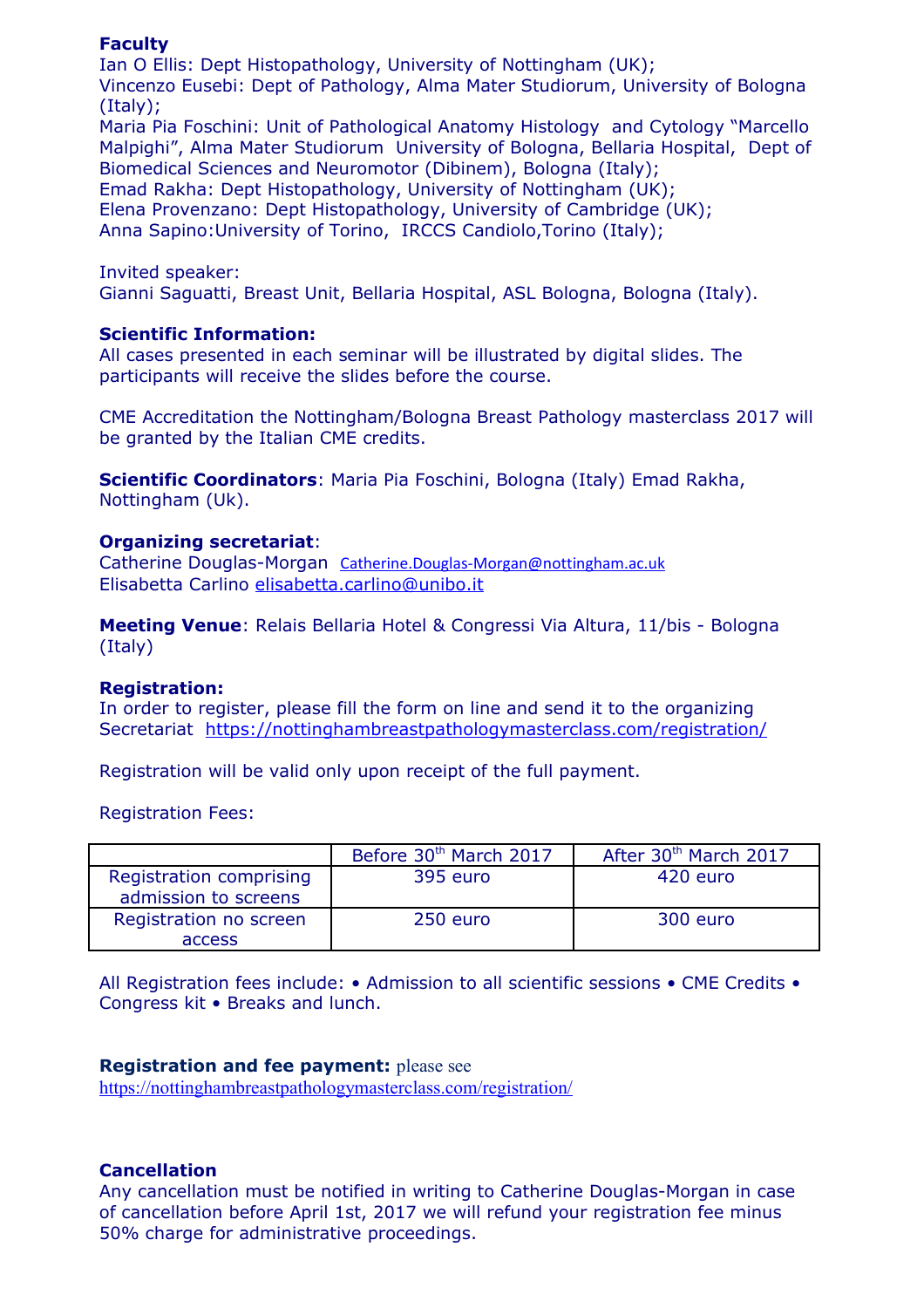**Faculty**

Ian O Ellis: Dept Histopathology, University of Nottingham (UK);
Vincenzo Eusebi: Dept of Pathology, Alma Mater Studiorum, University of Bologna (Italy);
Maria Pia Foschini: Unit of Pathological Anatomy Histology and Cytology "Marcello Malpighi", Alma Mater Studiorum University of Bologna, Bellaria Hospital, Dept of Biomedical Sciences and Neuromotor (Dibinem), Bologna (Italy);
Emad Rakha: Dept Histopathology, University of Nottingham (UK);
Elena Provenzano: Dept Histopathology, University of Cambridge (UK);
Anna Sapino:University of Torino, IRCCS Candiolo,Torino (Italy);

Invited speaker:
Gianni Saguatti, Breast Unit, Bellaria Hospital, ASL Bologna, Bologna (Italy).

**Scientific Information:**

All cases presented in each seminar will be illustrated by digital slides. The participants will receive the slides before the course.

CME Accreditation the Nottingham/Bologna Breast Pathology masterclass 2017 will be granted by the Italian CME credits.

**Scientific Coordinators**: Maria Pia Foschini, Bologna (Italy) Emad Rakha, Nottingham (Uk).

**Organizing secretariat**:

Catherine Douglas-Morgan Catherine.Douglas-Morgan@nottingham.ac.uk
Elisabetta Carlino elisabetta.carlino@unibo.it

**Meeting Venue**: Relais Bellaria Hotel & Congressi Via Altura, 11/bis - Bologna (Italy)

**Registration:**

In order to register, please fill the form on line and send it to the organizing Secretariat https://nottinghambreastpathologymasterclass.com/registration/

Registration will be valid only upon receipt of the full payment.

Registration Fees:

| | Before 30th March 2017 | After 30th March 2017 |
|---|---|---|
| Registration comprising admission to screens | 395 euro | 420 euro |
| Registration no screen access | 250 euro | 300 euro |

All Registration fees include: • Admission to all scientific sessions • CME Credits • Congress kit • Breaks and lunch.

**Registration and fee payment:** please see https://nottinghambreastpathologymasterclass.com/registration/

**Cancellation**

Any cancellation must be notified in writing to Catherine Douglas-Morgan in case of cancellation before April 1st, 2017 we will refund your registration fee minus 50% charge for administrative proceedings.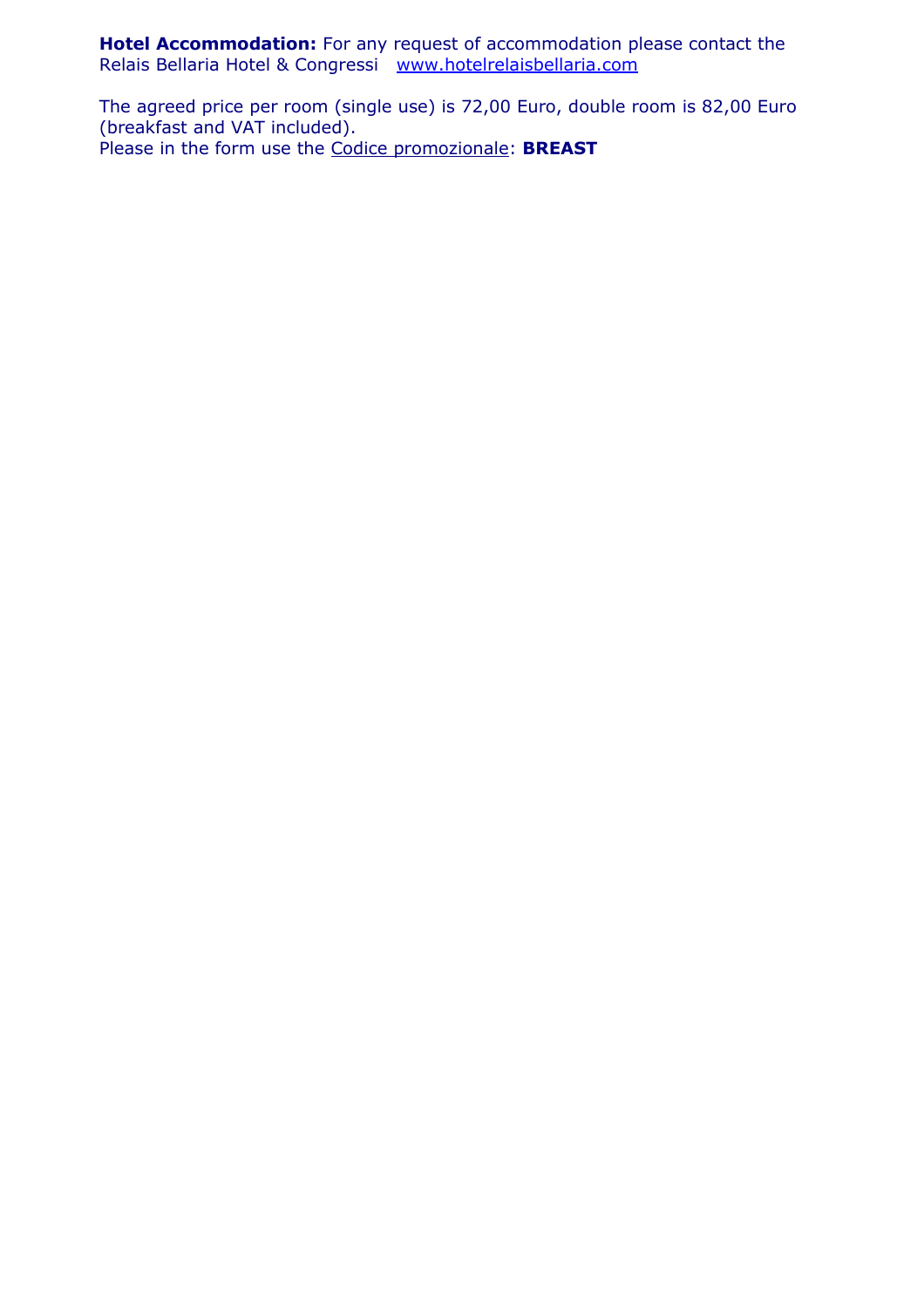**Hotel Accommodation:** For any request of accommodation please contact the Relais Bellaria Hotel & Congressi [www.hotelrelaisbellaria.com](http://www.hotelrelaisbellaria.com)

The agreed price per room (single use) is 72,00 Euro, double room is 82,00 Euro (breakfast and VAT included).
Please in the form use the Codice promozionale: **BREAST**